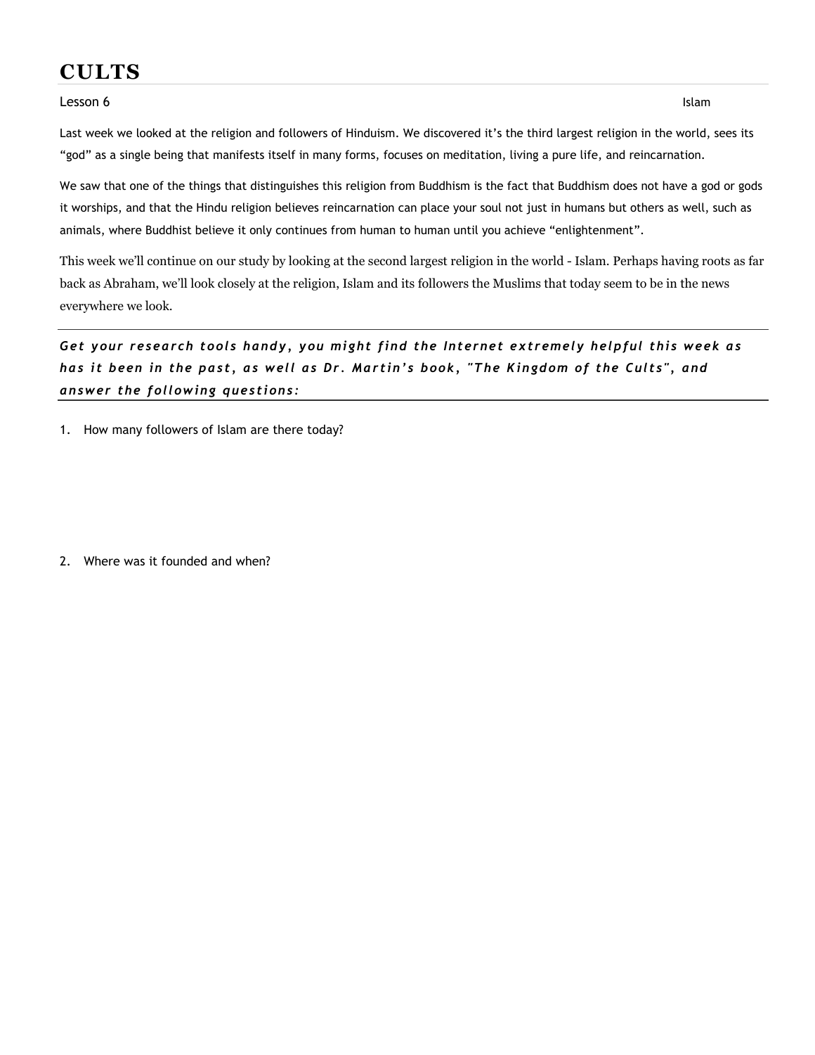# CULTS

Lesson 6 Islam

Last week we looked at the religion and followers of Hinduism. We discovered it's the third largest religion in the world, sees its "god" as a single being that manifests itself in many forms, focuses on meditation, living a pure life, and reincarnation.

We saw that one of the things that distinguishes this religion from Buddhism is the fact that Buddhism does not have a god or gods it worships, and that the Hindu religion believes reincarnation can place your soul not just in humans but others as well, such as animals, where Buddhist believe it only continues from human to human until you achieve "enlightenment".

This week we'll continue on our study by looking at the second largest religion in the world - Islam. Perhaps having roots as far back as Abraham, we'll look closely at the religion, Islam and its followers the Muslims that today seem to be in the news everywhere we look.

---

***Get your research tools handy, you might find the Internet extremely helpful this week as has it been in the past, as well as Dr. Martin's book, "The Kingdom of the Cults", and answer the following questions:***

---

1. How many followers of Islam are there today?

2. Where was it founded and when?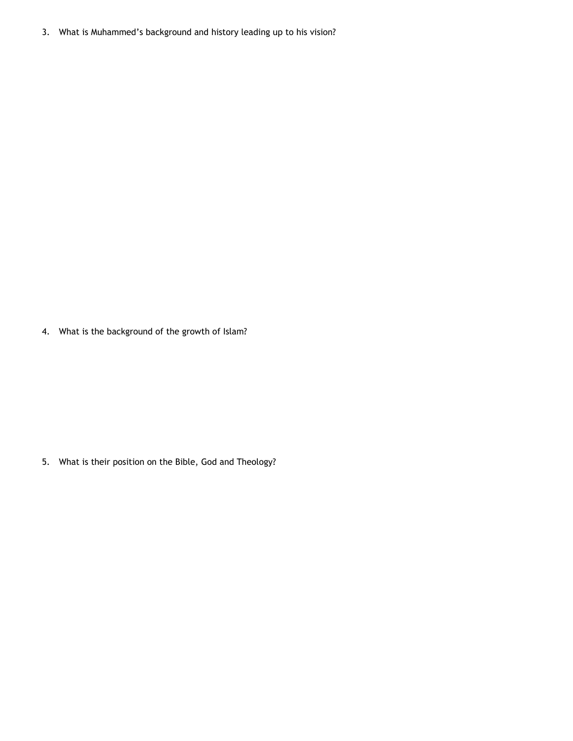3. What is Muhammed’s background and history leading up to his vision?

4. What is the background of the growth of Islam?

5. What is their position on the Bible, God and Theology?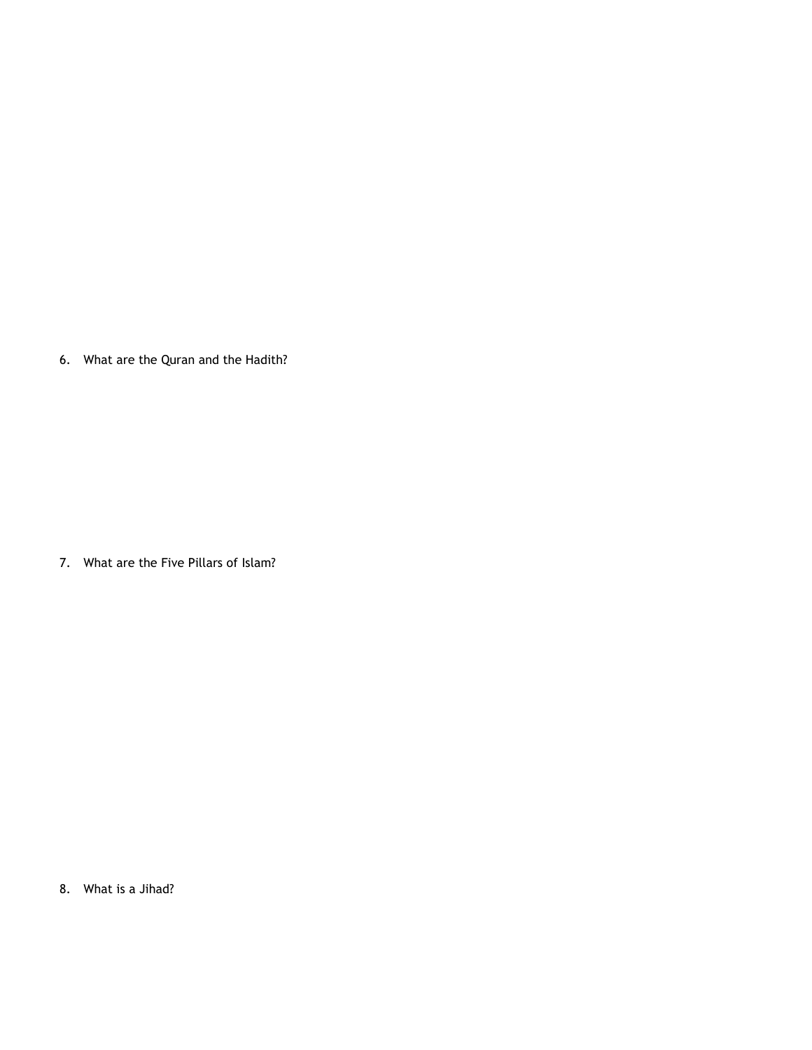6. What are the Quran and the Hadith?

7. What are the Five Pillars of Islam?

8. What is a Jihad?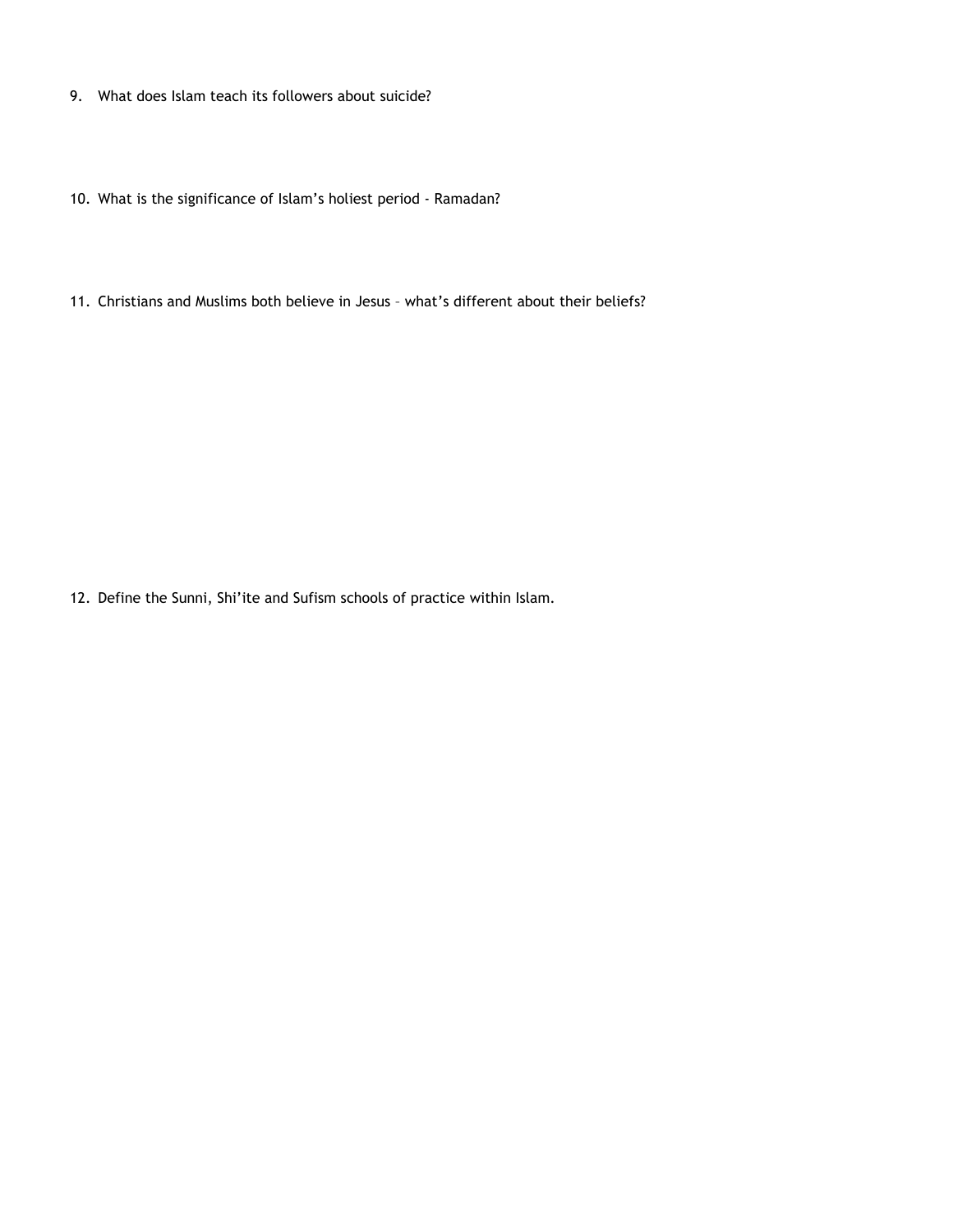9. What does Islam teach its followers about suicide?

10. What is the significance of Islam's holiest period - Ramadan?

11. Christians and Muslims both believe in Jesus – what's different about their beliefs?

12. Define the Sunni, Shi'ite and Sufism schools of practice within Islam.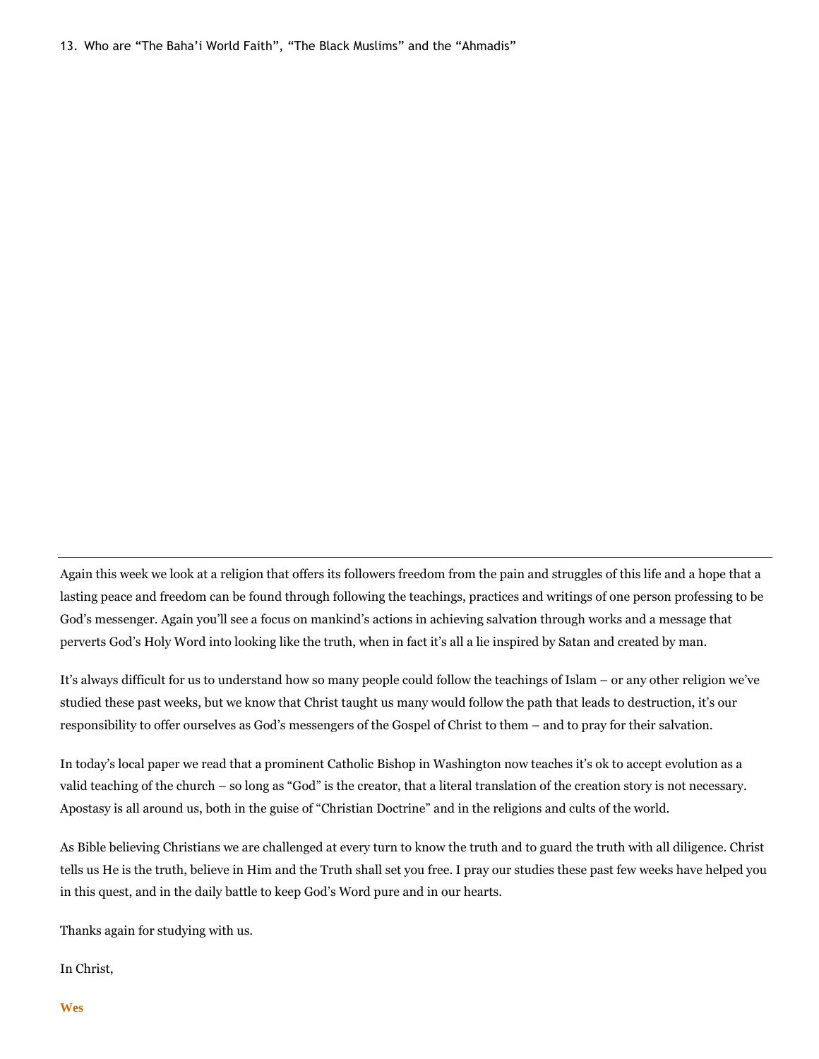13. Who are “The Baha’i World Faith”, “The Black Muslims” and the “Ahmadis”

---

Again this week we look at a religion that offers its followers freedom from the pain and struggles of this life and a hope that a lasting peace and freedom can be found through following the teachings, practices and writings of one person professing to be God’s messenger. Again you’ll see a focus on mankind’s actions in achieving salvation through works and a message that perverts God’s Holy Word into looking like the truth, when in fact it’s all a lie inspired by Satan and created by man.

It’s always difficult for us to understand how so many people could follow the teachings of Islam – or any other religion we’ve studied these past weeks, but we know that Christ taught us many would follow the path that leads to destruction, it’s our responsibility to offer ourselves as God’s messengers of the Gospel of Christ to them – and to pray for their salvation.

In today’s local paper we read that a prominent Catholic Bishop in Washington now teaches it’s ok to accept evolution as a valid teaching of the church – so long as “God” is the creator, that a literal translation of the creation story is not necessary. Apostasy is all around us, both in the guise of “Christian Doctrine” and in the religions and cults of the world.

As Bible believing Christians we are challenged at every turn to know the truth and to guard the truth with all diligence. Christ tells us He is the truth, believe in Him and the Truth shall set you free. I pray our studies these past few weeks have helped you in this quest, and in the daily battle to keep God’s Word pure and in our hearts.

Thanks again for studying with us.

In Christ,

**Wes**